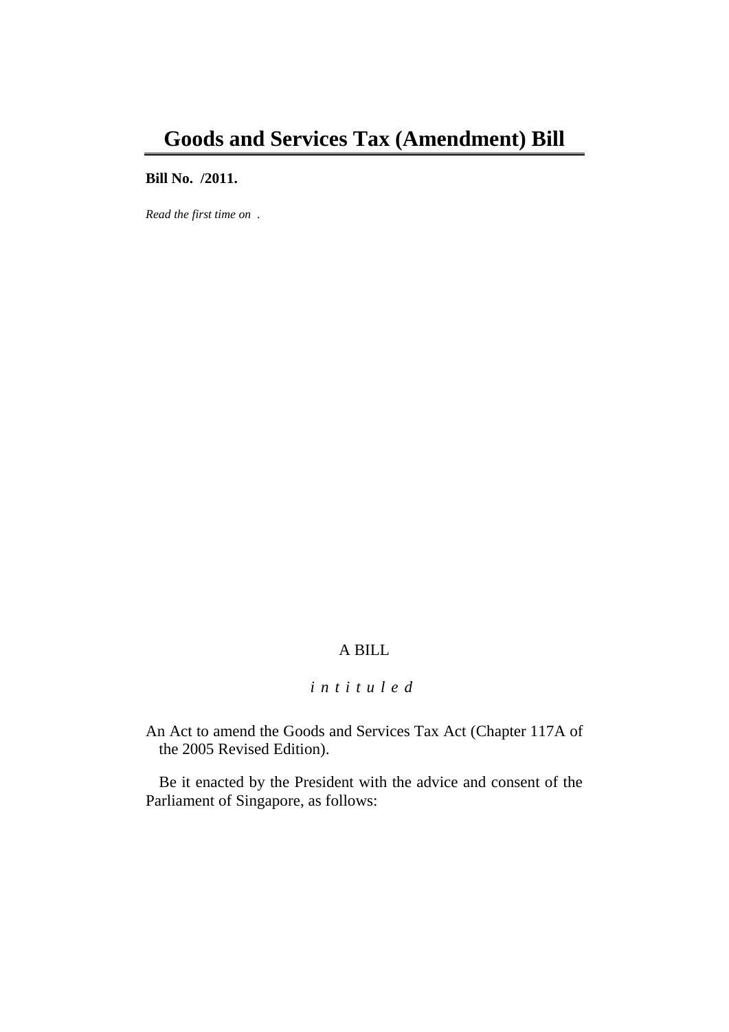# Goods and Services Tax (Amendment) Bill

**Bill No. /2011.**

*Read the first time on .*

A BILL

*i n t i t u l e d*

An Act to amend the Goods and Services Tax Act (Chapter 117A of the 2005 Revised Edition).

Be it enacted by the President with the advice and consent of the Parliament of Singapore, as follows: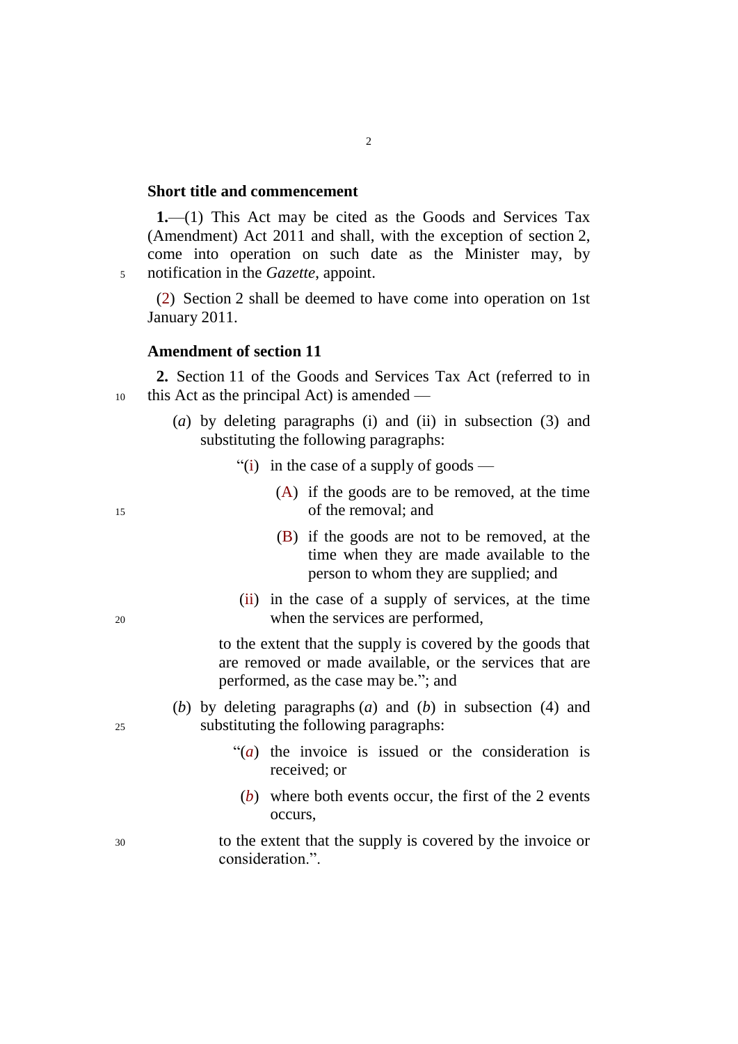### Short title and commencement

**1.**—(1) This Act may be cited as the Goods and Services Tax (Amendment) Act 2011 and shall, with the exception of section 2, come into operation on such date as the Minister may, by notification in the *Gazette*, appoint.

(2) Section 2 shall be deemed to have come into operation on 1st January 2011.

### Amendment of section 11

**2.** Section 11 of the Goods and Services Tax Act (referred to in this Act as the principal Act) is amended —

(*a*) by deleting paragraphs (i) and (ii) in subsection (3) and substituting the following paragraphs:

> "(i) in the case of a supply of goods —
>
> > (A) if the goods are to be removed, at the time of the removal; and
> >
> > (B) if the goods are not to be removed, at the time when they are made available to the person to whom they are supplied; and
>
> (ii) in the case of a supply of services, at the time when the services are performed,
>
> to the extent that the supply is covered by the goods that are removed or made available, or the services that are performed, as the case may be."; and

(*b*) by deleting paragraphs (*a*) and (*b*) in subsection (4) and substituting the following paragraphs:

> "(*a*) the invoice is issued or the consideration is received; or
>
> (*b*) where both events occur, the first of the 2 events occurs,
>
> to the extent that the supply is covered by the invoice or consideration.".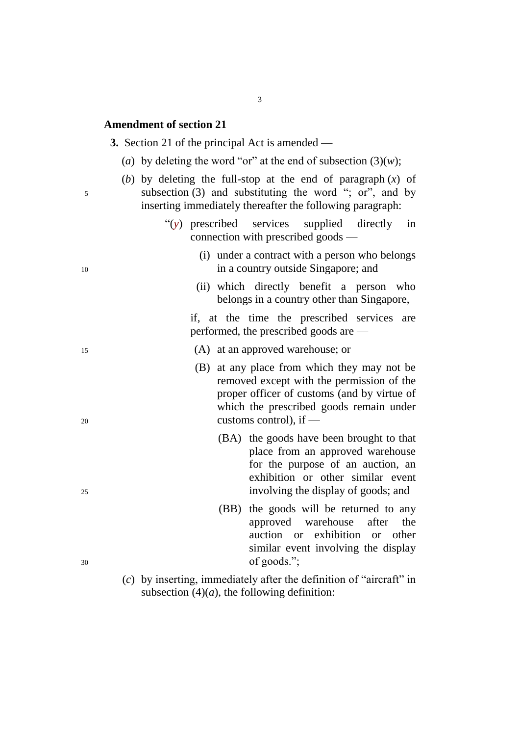### Amendment of section 21

**3.** Section 21 of the principal Act is amended —

(*a*) by deleting the word "or" at the end of subsection (3)(*w*);

(*b*) by deleting the full-stop at the end of paragraph (*x*) of subsection (3) and substituting the word "; or", and by inserting immediately thereafter the following paragraph:

> "(*y*) prescribed services supplied directly in connection with prescribed goods —
>
> (i) under a contract with a person who belongs in a country outside Singapore; and
>
> (ii) which directly benefit a person who belongs in a country other than Singapore,
>
> if, at the time the prescribed services are performed, the prescribed goods are —
>
> (A) at an approved warehouse; or
>
> (B) at any place from which they may not be removed except with the permission of the proper officer of customs (and by virtue of which the prescribed goods remain under customs control), if —
>
> (BA) the goods have been brought to that place from an approved warehouse for the purpose of an auction, an exhibition or other similar event involving the display of goods; and
>
> (BB) the goods will be returned to any approved warehouse after the auction or exhibition or other similar event involving the display of goods.";

(*c*) by inserting, immediately after the definition of "aircraft" in subsection (4)(*a*), the following definition: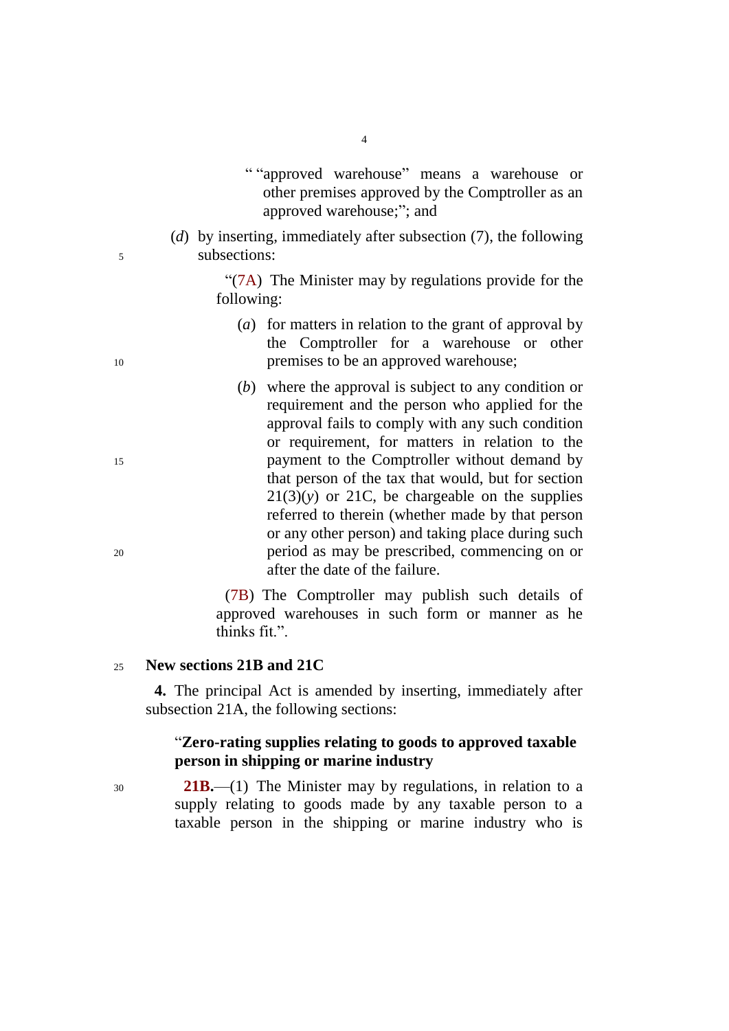" "approved warehouse" means a warehouse or other premises approved by the Comptroller as an approved warehouse;"; and

(*d*) by inserting, immediately after subsection (7), the following subsections:

"(7A) The Minister may by regulations provide for the following:

(*a*) for matters in relation to the grant of approval by the Comptroller for a warehouse or other premises to be an approved warehouse;

(*b*) where the approval is subject to any condition or requirement and the person who applied for the approval fails to comply with any such condition or requirement, for matters in relation to the payment to the Comptroller without demand by that person of the tax that would, but for section 21(3)(*y*) or 21C, be chargeable on the supplies referred to therein (whether made by that person or any other person) and taking place during such period as may be prescribed, commencing on or after the date of the failure.

(7B) The Comptroller may publish such details of approved warehouses in such form or manner as he thinks fit.".

**New sections 21B and 21C**

**4.** The principal Act is amended by inserting, immediately after subsection 21A, the following sections:

"**Zero-rating supplies relating to goods to approved taxable person in shipping or marine industry**

**21B.**—(1) The Minister may by regulations, in relation to a supply relating to goods made by any taxable person to a taxable person in the shipping or marine industry who is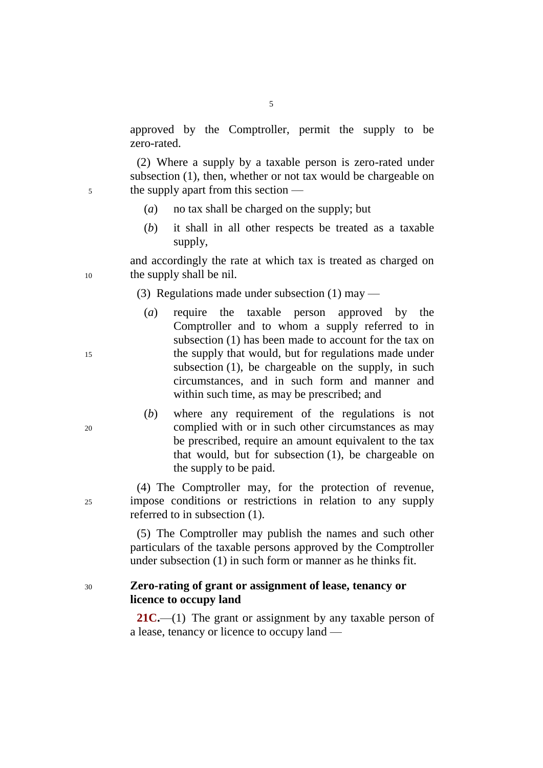approved by the Comptroller, permit the supply to be zero-rated.

(2) Where a supply by a taxable person is zero-rated under subsection (1), then, whether or not tax would be chargeable on the supply apart from this section —

(*a*) no tax shall be charged on the supply; but

(*b*) it shall in all other respects be treated as a taxable supply,

and accordingly the rate at which tax is treated as charged on the supply shall be nil.

(3) Regulations made under subsection (1) may —

(*a*) require the taxable person approved by the Comptroller and to whom a supply referred to in subsection (1) has been made to account for the tax on the supply that would, but for regulations made under subsection (1), be chargeable on the supply, in such circumstances, and in such form and manner and within such time, as may be prescribed; and

(*b*) where any requirement of the regulations is not complied with or in such other circumstances as may be prescribed, require an amount equivalent to the tax that would, but for subsection (1), be chargeable on the supply to be paid.

(4) The Comptroller may, for the protection of revenue, impose conditions or restrictions in relation to any supply referred to in subsection (1).

(5) The Comptroller may publish the names and such other particulars of the taxable persons approved by the Comptroller under subsection (1) in such form or manner as he thinks fit.

**Zero-rating of grant or assignment of lease, tenancy or licence to occupy land**

**21C.**—(1) The grant or assignment by any taxable person of a lease, tenancy or licence to occupy land —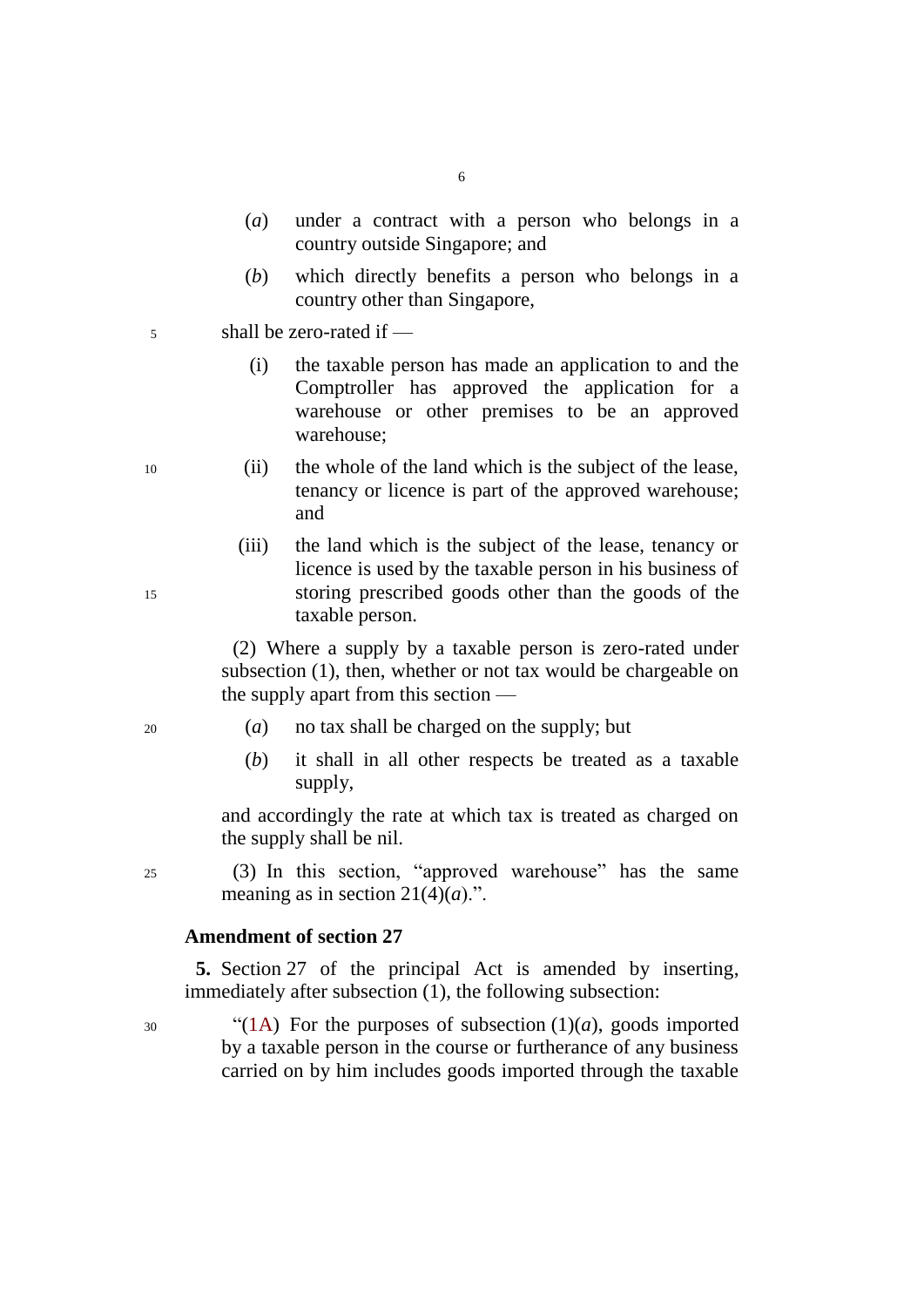(*a*) under a contract with a person who belongs in a country outside Singapore; and

(*b*) which directly benefits a person who belongs in a country other than Singapore,

shall be zero-rated if —

(i) the taxable person has made an application to and the Comptroller has approved the application for a warehouse or other premises to be an approved warehouse;

(ii) the whole of the land which is the subject of the lease, tenancy or licence is part of the approved warehouse; and

(iii) the land which is the subject of the lease, tenancy or licence is used by the taxable person in his business of storing prescribed goods other than the goods of the taxable person.

(2) Where a supply by a taxable person is zero-rated under subsection (1), then, whether or not tax would be chargeable on the supply apart from this section —

(*a*) no tax shall be charged on the supply; but

(*b*) it shall in all other respects be treated as a taxable supply,

and accordingly the rate at which tax is treated as charged on the supply shall be nil.

(3) In this section, "approved warehouse" has the same meaning as in section 21(4)(*a*).".

**Amendment of section 27**

**5.** Section 27 of the principal Act is amended by inserting, immediately after subsection (1), the following subsection:

"(1A) For the purposes of subsection (1)(*a*), goods imported by a taxable person in the course or furtherance of any business carried on by him includes goods imported through the taxable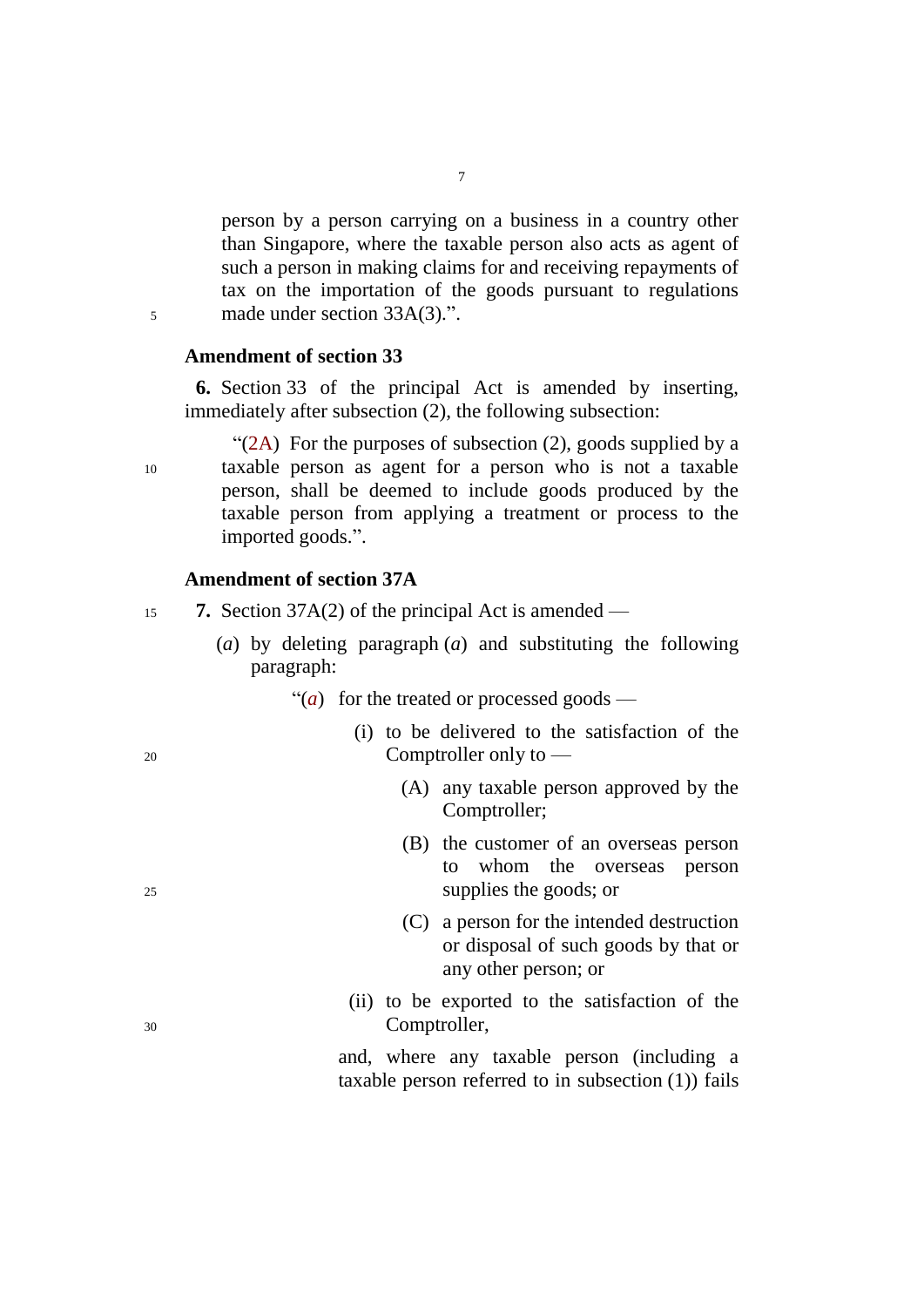person by a person carrying on a business in a country other than Singapore, where the taxable person also acts as agent of such a person in making claims for and receiving repayments of tax on the importation of the goods pursuant to regulations made under section 33A(3).".

**Amendment of section 33**

**6.** Section 33 of the principal Act is amended by inserting, immediately after subsection (2), the following subsection:

> "(2A) For the purposes of subsection (2), goods supplied by a taxable person as agent for a person who is not a taxable person, shall be deemed to include goods produced by the taxable person from applying a treatment or process to the imported goods.".

**Amendment of section 37A**

**7.** Section 37A(2) of the principal Act is amended —

(*a*) by deleting paragraph (*a*) and substituting the following paragraph:

> "(*a*) for the treated or processed goods —
>
> (i) to be delivered to the satisfaction of the Comptroller only to —
>
> (A) any taxable person approved by the Comptroller;
>
> (B) the customer of an overseas person to whom the overseas person supplies the goods; or
>
> (C) a person for the intended destruction or disposal of such goods by that or any other person; or
>
> (ii) to be exported to the satisfaction of the Comptroller,
>
> and, where any taxable person (including a taxable person referred to in subsection (1)) fails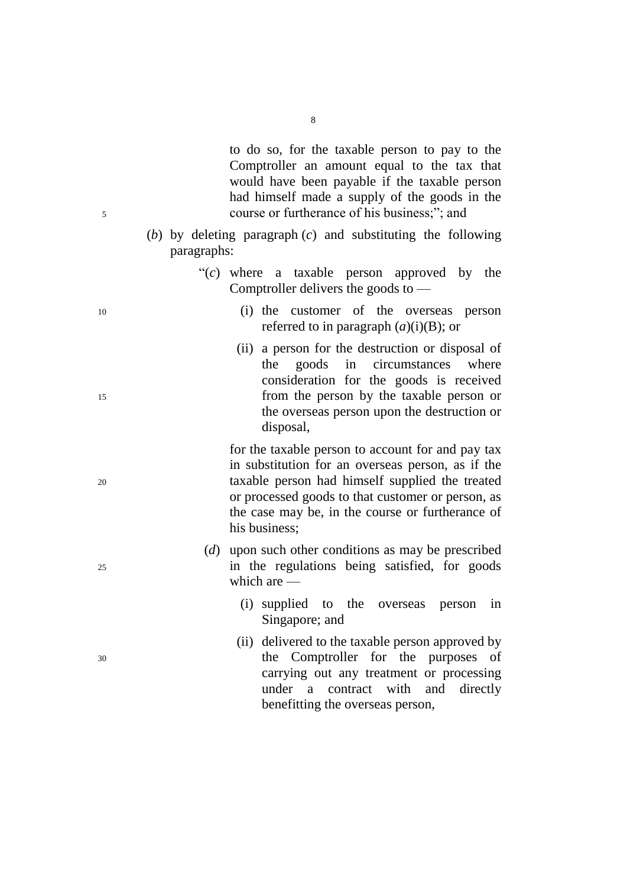to do so, for the taxable person to pay to the Comptroller an amount equal to the tax that would have been payable if the taxable person had himself made a supply of the goods in the course or furtherance of his business;”; and

(*b*) by deleting paragraph (*c*) and substituting the following paragraphs:

“(*c*) where a taxable person approved by the Comptroller delivers the goods to —

(i) the customer of the overseas person referred to in paragraph (*a*)(i)(B); or

(ii) a person for the destruction or disposal of the goods in circumstances where consideration for the goods is received from the person by the taxable person or the overseas person upon the destruction or disposal,

for the taxable person to account for and pay tax in substitution for an overseas person, as if the taxable person had himself supplied the treated or processed goods to that customer or person, as the case may be, in the course or furtherance of his business;

(*d*) upon such other conditions as may be prescribed in the regulations being satisfied, for goods which are —

(i) supplied to the overseas person in Singapore; and

(ii) delivered to the taxable person approved by the Comptroller for the purposes of carrying out any treatment or processing under a contract with and directly benefitting the overseas person,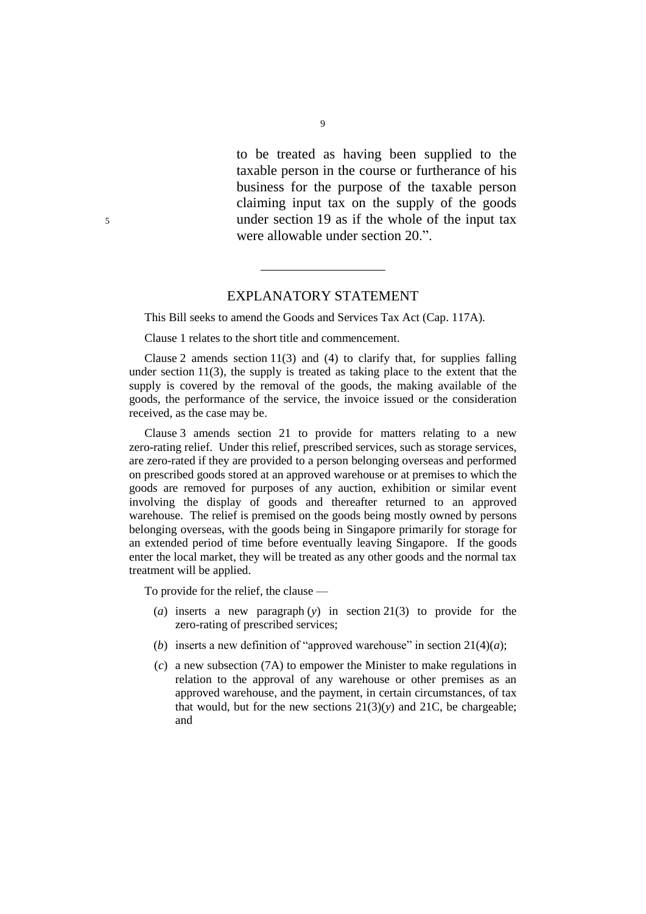to be treated as having been supplied to the taxable person in the course or furtherance of his business for the purpose of the taxable person claiming input tax on the supply of the goods under section 19 as if the whole of the input tax were allowable under section 20.".

---

## EXPLANATORY STATEMENT

This Bill seeks to amend the Goods and Services Tax Act (Cap. 117A).

Clause 1 relates to the short title and commencement.

Clause 2 amends section 11(3) and (4) to clarify that, for supplies falling under section 11(3), the supply is treated as taking place to the extent that the supply is covered by the removal of the goods, the making available of the goods, the performance of the service, the invoice issued or the consideration received, as the case may be.

Clause 3 amends section 21 to provide for matters relating to a new zero-rating relief. Under this relief, prescribed services, such as storage services, are zero-rated if they are provided to a person belonging overseas and performed on prescribed goods stored at an approved warehouse or at premises to which the goods are removed for purposes of any auction, exhibition or similar event involving the display of goods and thereafter returned to an approved warehouse. The relief is premised on the goods being mostly owned by persons belonging overseas, with the goods being in Singapore primarily for storage for an extended period of time before eventually leaving Singapore. If the goods enter the local market, they will be treated as any other goods and the normal tax treatment will be applied.

To provide for the relief, the clause —

(*a*) inserts a new paragraph (*y*) in section 21(3) to provide for the zero-rating of prescribed services;

(*b*) inserts a new definition of "approved warehouse" in section 21(4)(*a*);

(*c*) a new subsection (7A) to empower the Minister to make regulations in relation to the approval of any warehouse or other premises as an approved warehouse, and the payment, in certain circumstances, of tax that would, but for the new sections 21(3)(*y*) and 21C, be chargeable; and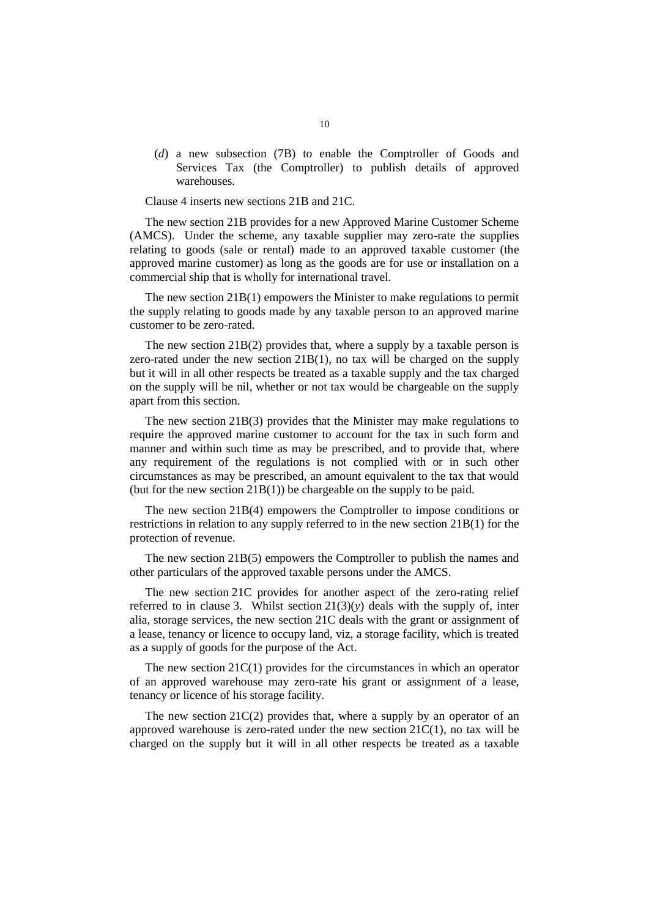(*d*) a new subsection (7B) to enable the Comptroller of Goods and Services Tax (the Comptroller) to publish details of approved warehouses.

Clause 4 inserts new sections 21B and 21C.

The new section 21B provides for a new Approved Marine Customer Scheme (AMCS). Under the scheme, any taxable supplier may zero-rate the supplies relating to goods (sale or rental) made to an approved taxable customer (the approved marine customer) as long as the goods are for use or installation on a commercial ship that is wholly for international travel.

The new section 21B(1) empowers the Minister to make regulations to permit the supply relating to goods made by any taxable person to an approved marine customer to be zero-rated.

The new section 21B(2) provides that, where a supply by a taxable person is zero-rated under the new section 21B(1), no tax will be charged on the supply but it will in all other respects be treated as a taxable supply and the tax charged on the supply will be nil, whether or not tax would be chargeable on the supply apart from this section.

The new section 21B(3) provides that the Minister may make regulations to require the approved marine customer to account for the tax in such form and manner and within such time as may be prescribed, and to provide that, where any requirement of the regulations is not complied with or in such other circumstances as may be prescribed, an amount equivalent to the tax that would (but for the new section 21B(1)) be chargeable on the supply to be paid.

The new section 21B(4) empowers the Comptroller to impose conditions or restrictions in relation to any supply referred to in the new section 21B(1) for the protection of revenue.

The new section 21B(5) empowers the Comptroller to publish the names and other particulars of the approved taxable persons under the AMCS.

The new section 21C provides for another aspect of the zero-rating relief referred to in clause 3. Whilst section 21(3)(*y*) deals with the supply of, inter alia, storage services, the new section 21C deals with the grant or assignment of a lease, tenancy or licence to occupy land, viz, a storage facility, which is treated as a supply of goods for the purpose of the Act.

The new section 21C(1) provides for the circumstances in which an operator of an approved warehouse may zero-rate his grant or assignment of a lease, tenancy or licence of his storage facility.

The new section 21C(2) provides that, where a supply by an operator of an approved warehouse is zero-rated under the new section 21C(1), no tax will be charged on the supply but it will in all other respects be treated as a taxable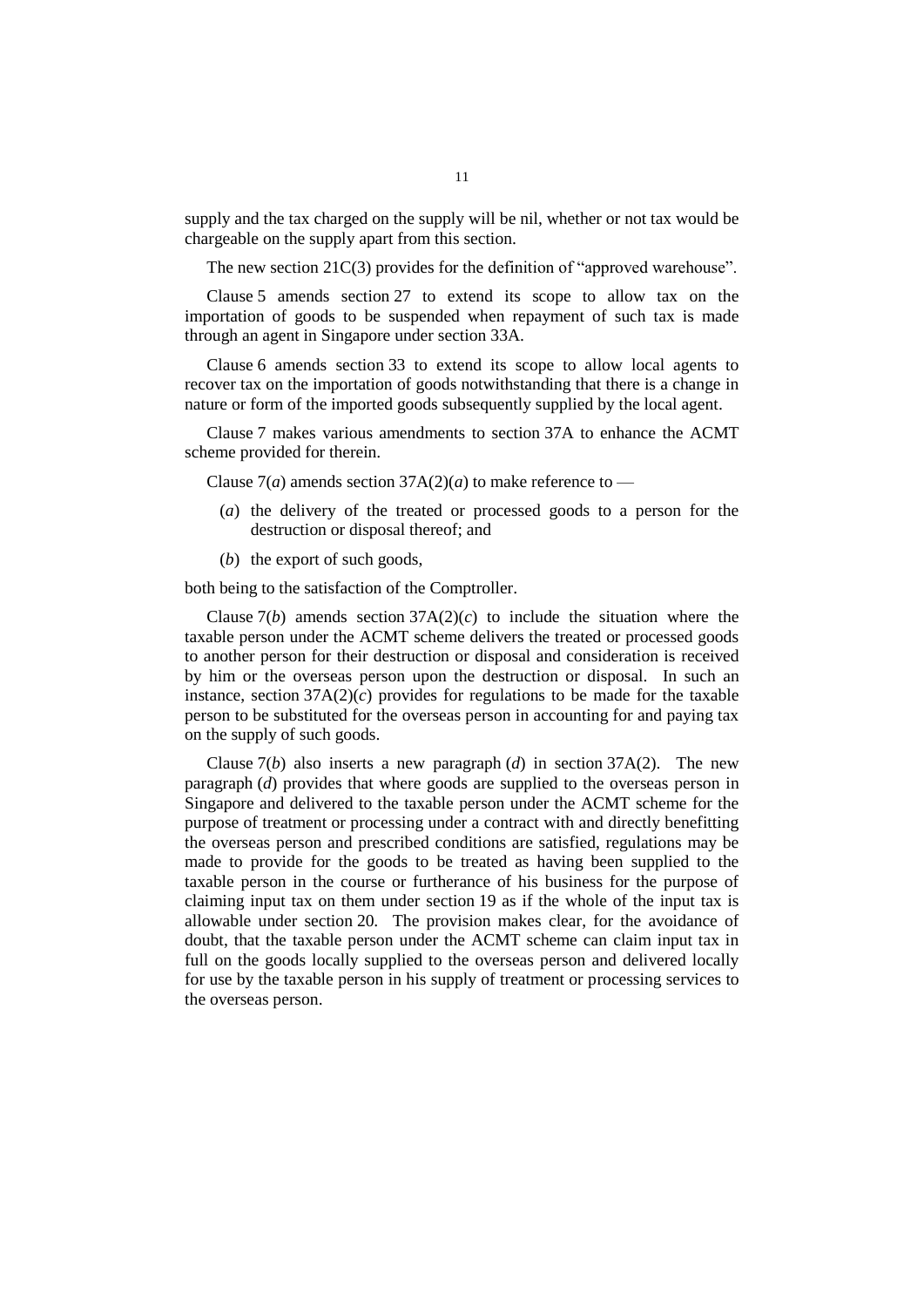supply and the tax charged on the supply will be nil, whether or not tax would be chargeable on the supply apart from this section.

The new section 21C(3) provides for the definition of "approved warehouse".

Clause 5 amends section 27 to extend its scope to allow tax on the importation of goods to be suspended when repayment of such tax is made through an agent in Singapore under section 33A.

Clause 6 amends section 33 to extend its scope to allow local agents to recover tax on the importation of goods notwithstanding that there is a change in nature or form of the imported goods subsequently supplied by the local agent.

Clause 7 makes various amendments to section 37A to enhance the ACMT scheme provided for therein.

Clause 7(*a*) amends section 37A(2)(*a*) to make reference to —

- (*a*) the delivery of the treated or processed goods to a person for the destruction or disposal thereof; and
- (*b*) the export of such goods,

both being to the satisfaction of the Comptroller.

Clause 7(*b*) amends section 37A(2)(*c*) to include the situation where the taxable person under the ACMT scheme delivers the treated or processed goods to another person for their destruction or disposal and consideration is received by him or the overseas person upon the destruction or disposal. In such an instance, section 37A(2)(*c*) provides for regulations to be made for the taxable person to be substituted for the overseas person in accounting for and paying tax on the supply of such goods.

Clause 7(*b*) also inserts a new paragraph (*d*) in section 37A(2). The new paragraph (*d*) provides that where goods are supplied to the overseas person in Singapore and delivered to the taxable person under the ACMT scheme for the purpose of treatment or processing under a contract with and directly benefitting the overseas person and prescribed conditions are satisfied, regulations may be made to provide for the goods to be treated as having been supplied to the taxable person in the course or furtherance of his business for the purpose of claiming input tax on them under section 19 as if the whole of the input tax is allowable under section 20. The provision makes clear, for the avoidance of doubt, that the taxable person under the ACMT scheme can claim input tax in full on the goods locally supplied to the overseas person and delivered locally for use by the taxable person in his supply of treatment or processing services to the overseas person.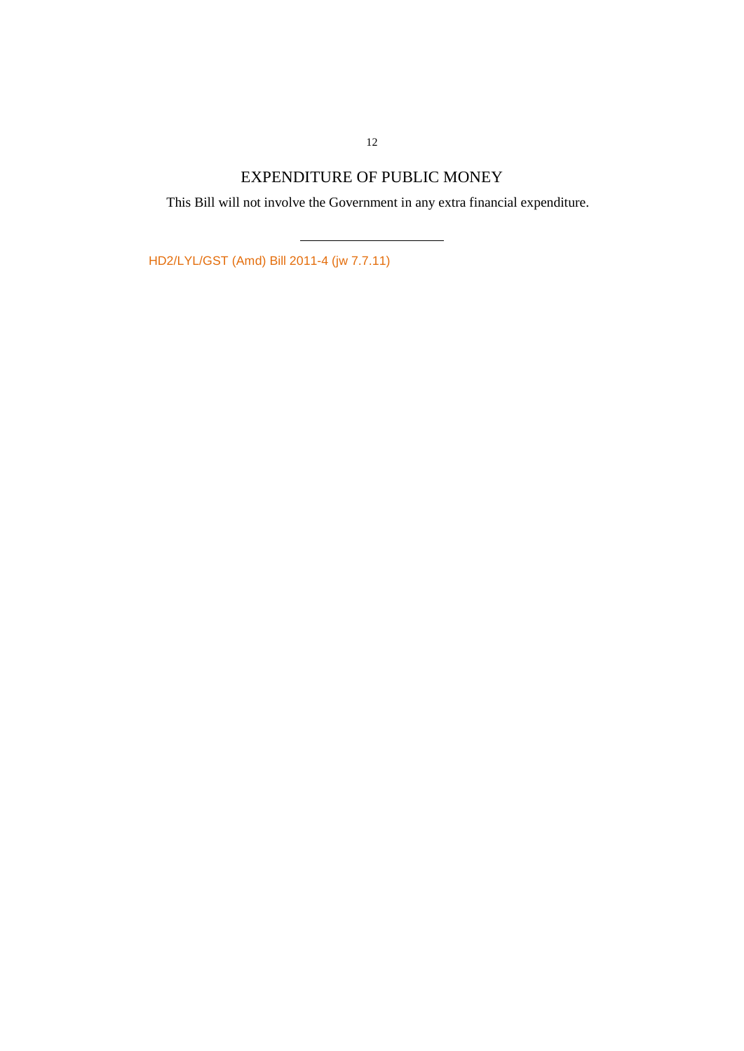## EXPENDITURE OF PUBLIC MONEY

This Bill will not involve the Government in any extra financial expenditure.

---

HD2/LYL/GST (Amd) Bill 2011-4 (jw 7.7.11)